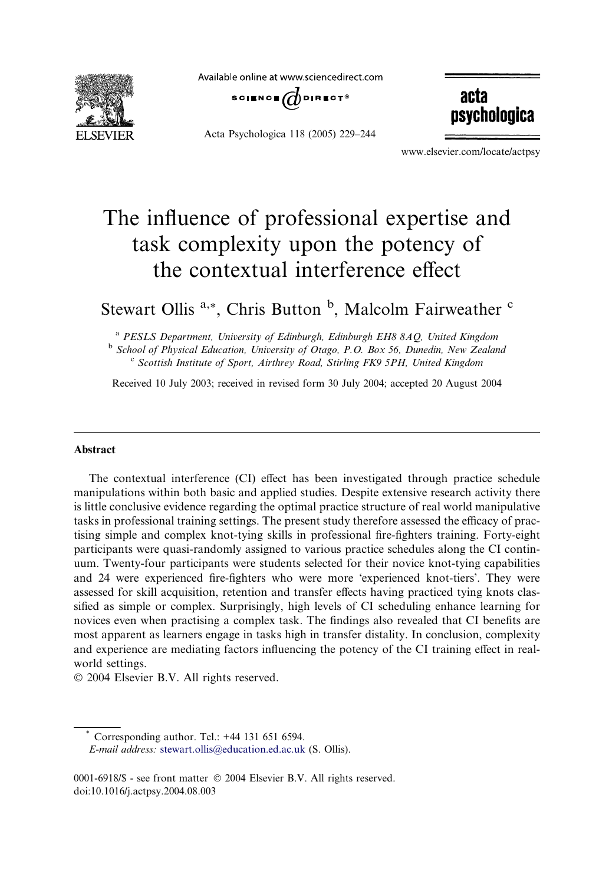# The influence of professional expertise and task complexity upon the potency of the contextual interference effect

Stewart Ollis [a,*], Chris Button [b], Malcolm Fairweather [c]

[a] PESLS Department, University of Edinburgh, Edinburgh EH8 8AQ, United Kingdom

[b] School of Physical Education, University of Otago, P.O. Box 56, Dunedin, New Zealand

[c] Scottish Institute of Sport, Airthrey Road, Stirling FK9 5PH, United Kingdom

Received 10 July 2003; received in revised form 30 July 2004; accepted 20 August 2004

## Abstract

The contextual interference (CI) effect has been investigated through practice schedule manipulations within both basic and applied studies. Despite extensive research activity there is little conclusive evidence regarding the optimal practice structure of real world manipulative tasks in professional training settings. The present study therefore assessed the efficacy of practising simple and complex knot-tying skills in professional fire-fighters training. Forty-eight participants were quasi-randomly assigned to various practice schedules along the CI continuum. Twenty-four participants were students selected for their novice knot-tying capabilities and 24 were experienced fire-fighters who were more 'experienced knot-tiers'. They were assessed for skill acquisition, retention and transfer effects having practiced tying knots classified as simple or complex. Surprisingly, high levels of CI scheduling enhance learning for novices even when practising a complex task. The findings also revealed that CI benefits are most apparent as learners engage in tasks high in transfer distality. In conclusion, complexity and experience are mediating factors influencing the potency of the CI training effect in real-world settings.

© 2004 Elsevier B.V. All rights reserved.

---

* Corresponding author. Tel.: +44 131 651 6594.
*E-mail address:* stewart.ollis@education.ed.ac.uk (S. Ollis).

0001-6918/$ - see front matter © 2004 Elsevier B.V. All rights reserved.
doi:10.1016/j.actpsy.2004.08.003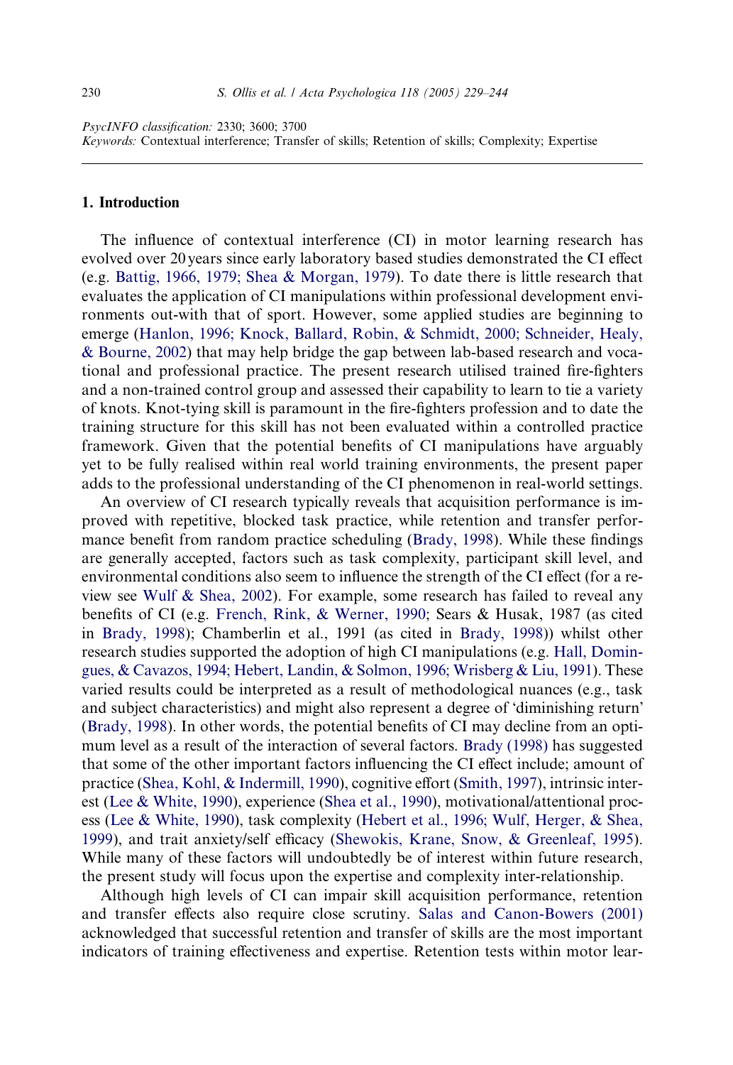PsycINFO classification: 2330; 3600; 3700

*Keywords:* Contextual interference; Transfer of skills; Retention of skills; Complexity; Expertise

## 1. Introduction

The influence of contextual interference (CI) in motor learning research has evolved over 20 years since early laboratory based studies demonstrated the CI effect (e.g. Battig, 1966, 1979; Shea & Morgan, 1979). To date there is little research that evaluates the application of CI manipulations within professional development environments out-with that of sport. However, some applied studies are beginning to emerge (Hanlon, 1996; Knock, Ballard, Robin, & Schmidt, 2000; Schneider, Healy, & Bourne, 2002) that may help bridge the gap between lab-based research and vocational and professional practice. The present research utilised trained fire-fighters and a non-trained control group and assessed their capability to learn to tie a variety of knots. Knot-tying skill is paramount in the fire-fighters profession and to date the training structure for this skill has not been evaluated within a controlled practice framework. Given that the potential benefits of CI manipulations have arguably yet to be fully realised within real world training environments, the present paper adds to the professional understanding of the CI phenomenon in real-world settings.

An overview of CI research typically reveals that acquisition performance is improved with repetitive, blocked task practice, while retention and transfer performance benefit from random practice scheduling (Brady, 1998). While these findings are generally accepted, factors such as task complexity, participant skill level, and environmental conditions also seem to influence the strength of the CI effect (for a review see Wulf & Shea, 2002). For example, some research has failed to reveal any benefits of CI (e.g. French, Rink, & Werner, 1990; Sears & Husak, 1987 (as cited in Brady, 1998); Chamberlin et al., 1991 (as cited in Brady, 1998)) whilst other research studies supported the adoption of high CI manipulations (e.g. Hall, Domingues, & Cavazos, 1994; Hebert, Landin, & Solmon, 1996; Wrisberg & Liu, 1991). These varied results could be interpreted as a result of methodological nuances (e.g., task and subject characteristics) and might also represent a degree of 'diminishing return' (Brady, 1998). In other words, the potential benefits of CI may decline from an optimum level as a result of the interaction of several factors. Brady (1998) has suggested that some of the other important factors influencing the CI effect include; amount of practice (Shea, Kohl, & Indermill, 1990), cognitive effort (Smith, 1997), intrinsic interest (Lee & White, 1990), experience (Shea et al., 1990), motivational/attentional process (Lee & White, 1990), task complexity (Hebert et al., 1996; Wulf, Herger, & Shea, 1999), and trait anxiety/self efficacy (Shewokis, Krane, Snow, & Greenleaf, 1995). While many of these factors will undoubtedly be of interest within future research, the present study will focus upon the expertise and complexity inter-relationship.

Although high levels of CI can impair skill acquisition performance, retention and transfer effects also require close scrutiny. Salas and Canon-Bowers (2001) acknowledged that successful retention and transfer of skills are the most important indicators of training effectiveness and expertise. Retention tests within motor lear-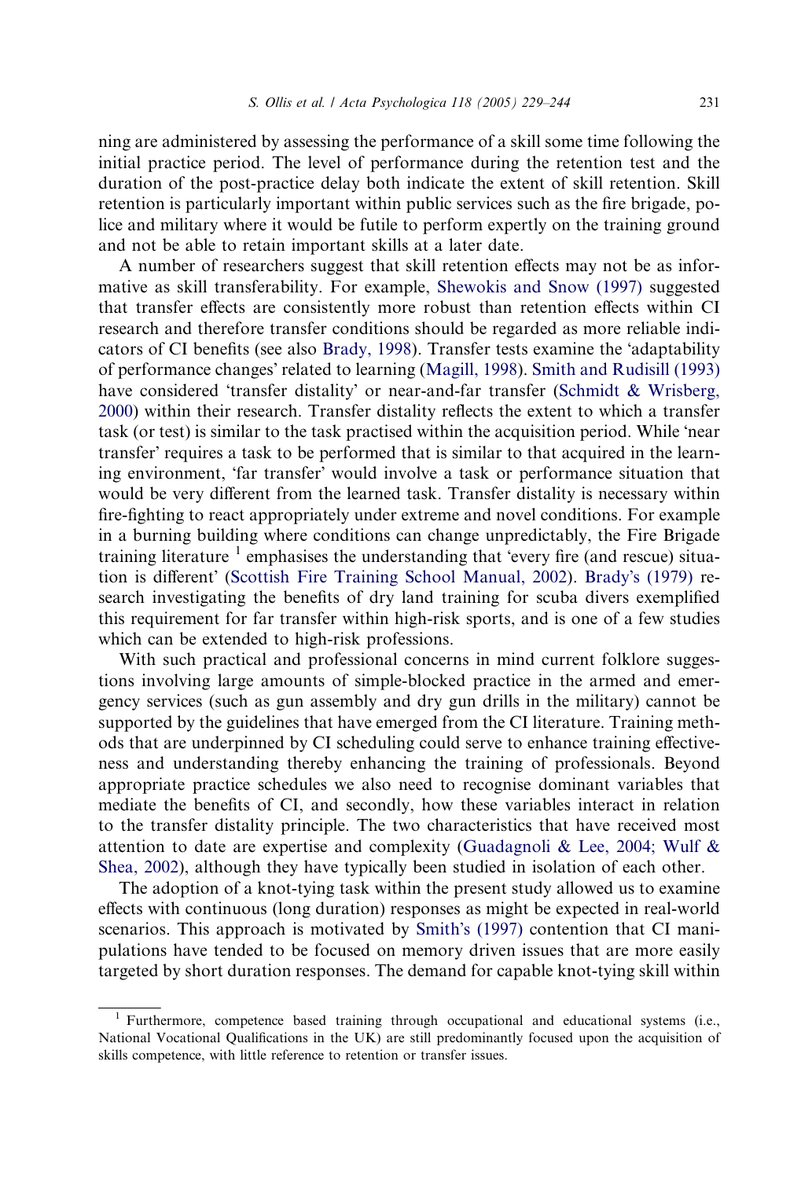ning are administered by assessing the performance of a skill some time following the initial practice period. The level of performance during the retention test and the duration of the post-practice delay both indicate the extent of skill retention. Skill retention is particularly important within public services such as the fire brigade, police and military where it would be futile to perform expertly on the training ground and not be able to retain important skills at a later date.

A number of researchers suggest that skill retention effects may not be as informative as skill transferability. For example, Shewokis and Snow (1997) suggested that transfer effects are consistently more robust than retention effects within CI research and therefore transfer conditions should be regarded as more reliable indicators of CI benefits (see also Brady, 1998). Transfer tests examine the 'adaptability of performance changes' related to learning (Magill, 1998). Smith and Rudisill (1993) have considered 'transfer distality' or near-and-far transfer (Schmidt & Wrisberg, 2000) within their research. Transfer distality reflects the extent to which a transfer task (or test) is similar to the task practised within the acquisition period. While 'near transfer' requires a task to be performed that is similar to that acquired in the learning environment, 'far transfer' would involve a task or performance situation that would be very different from the learned task. Transfer distality is necessary within fire-fighting to react appropriately under extreme and novel conditions. For example in a burning building where conditions can change unpredictably, the Fire Brigade training literature [1] emphasises the understanding that 'every fire (and rescue) situation is different' (Scottish Fire Training School Manual, 2002). Brady's (1979) research investigating the benefits of dry land training for scuba divers exemplified this requirement for far transfer within high-risk sports, and is one of a few studies which can be extended to high-risk professions.

With such practical and professional concerns in mind current folklore suggestions involving large amounts of simple-blocked practice in the armed and emergency services (such as gun assembly and dry gun drills in the military) cannot be supported by the guidelines that have emerged from the CI literature. Training methods that are underpinned by CI scheduling could serve to enhance training effectiveness and understanding thereby enhancing the training of professionals. Beyond appropriate practice schedules we also need to recognise dominant variables that mediate the benefits of CI, and secondly, how these variables interact in relation to the transfer distality principle. The two characteristics that have received most attention to date are expertise and complexity (Guadagnoli & Lee, 2004; Wulf & Shea, 2002), although they have typically been studied in isolation of each other.

The adoption of a knot-tying task within the present study allowed us to examine effects with continuous (long duration) responses as might be expected in real-world scenarios. This approach is motivated by Smith's (1997) contention that CI manipulations have tended to be focused on memory driven issues that are more easily targeted by short duration responses. The demand for capable knot-tying skill within

[1] Furthermore, competence based training through occupational and educational systems (i.e., National Vocational Qualifications in the UK) are still predominantly focused upon the acquisition of skills competence, with little reference to retention or transfer issues.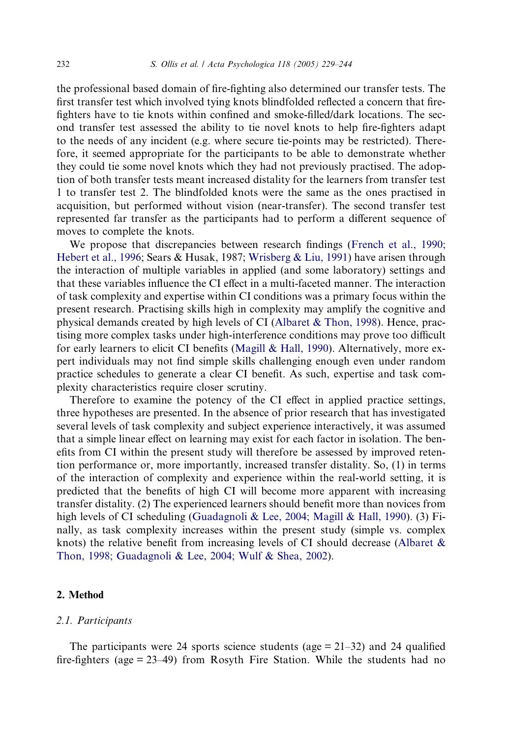the professional based domain of fire-fighting also determined our transfer tests. The first transfer test which involved tying knots blindfolded reflected a concern that fire-fighters have to tie knots within confined and smoke-filled/dark locations. The second transfer test assessed the ability to tie novel knots to help fire-fighters adapt to the needs of any incident (e.g. where secure tie-points may be restricted). Therefore, it seemed appropriate for the participants to be able to demonstrate whether they could tie some novel knots which they had not previously practised. The adoption of both transfer tests meant increased distality for the learners from transfer test 1 to transfer test 2. The blindfolded knots were the same as the ones practised in acquisition, but performed without vision (near-transfer). The second transfer test represented far transfer as the participants had to perform a different sequence of moves to complete the knots.

We propose that discrepancies between research findings (French et al., 1990; Hebert et al., 1996; Sears & Husak, 1987; Wrisberg & Liu, 1991) have arisen through the interaction of multiple variables in applied (and some laboratory) settings and that these variables influence the CI effect in a multi-faceted manner. The interaction of task complexity and expertise within CI conditions was a primary focus within the present research. Practising skills high in complexity may amplify the cognitive and physical demands created by high levels of CI (Albaret & Thon, 1998). Hence, practising more complex tasks under high-interference conditions may prove too difficult for early learners to elicit CI benefits (Magill & Hall, 1990). Alternatively, more expert individuals may not find simple skills challenging enough even under random practice schedules to generate a clear CI benefit. As such, expertise and task complexity characteristics require closer scrutiny.

Therefore to examine the potency of the CI effect in applied practice settings, three hypotheses are presented. In the absence of prior research that has investigated several levels of task complexity and subject experience interactively, it was assumed that a simple linear effect on learning may exist for each factor in isolation. The benefits from CI within the present study will therefore be assessed by improved retention performance or, more importantly, increased transfer distality. So, (1) in terms of the interaction of complexity and experience within the real-world setting, it is predicted that the benefits of high CI will become more apparent with increasing transfer distality. (2) The experienced learners should benefit more than novices from high levels of CI scheduling (Guadagnoli & Lee, 2004; Magill & Hall, 1990). (3) Finally, as task complexity increases within the present study (simple vs. complex knots) the relative benefit from increasing levels of CI should decrease (Albaret & Thon, 1998; Guadagnoli & Lee, 2004; Wulf & Shea, 2002).

## 2. Method

### *2.1. Participants*

The participants were 24 sports science students (age = 21–32) and 24 qualified fire-fighters (age = 23–49) from Rosyth Fire Station. While the students had no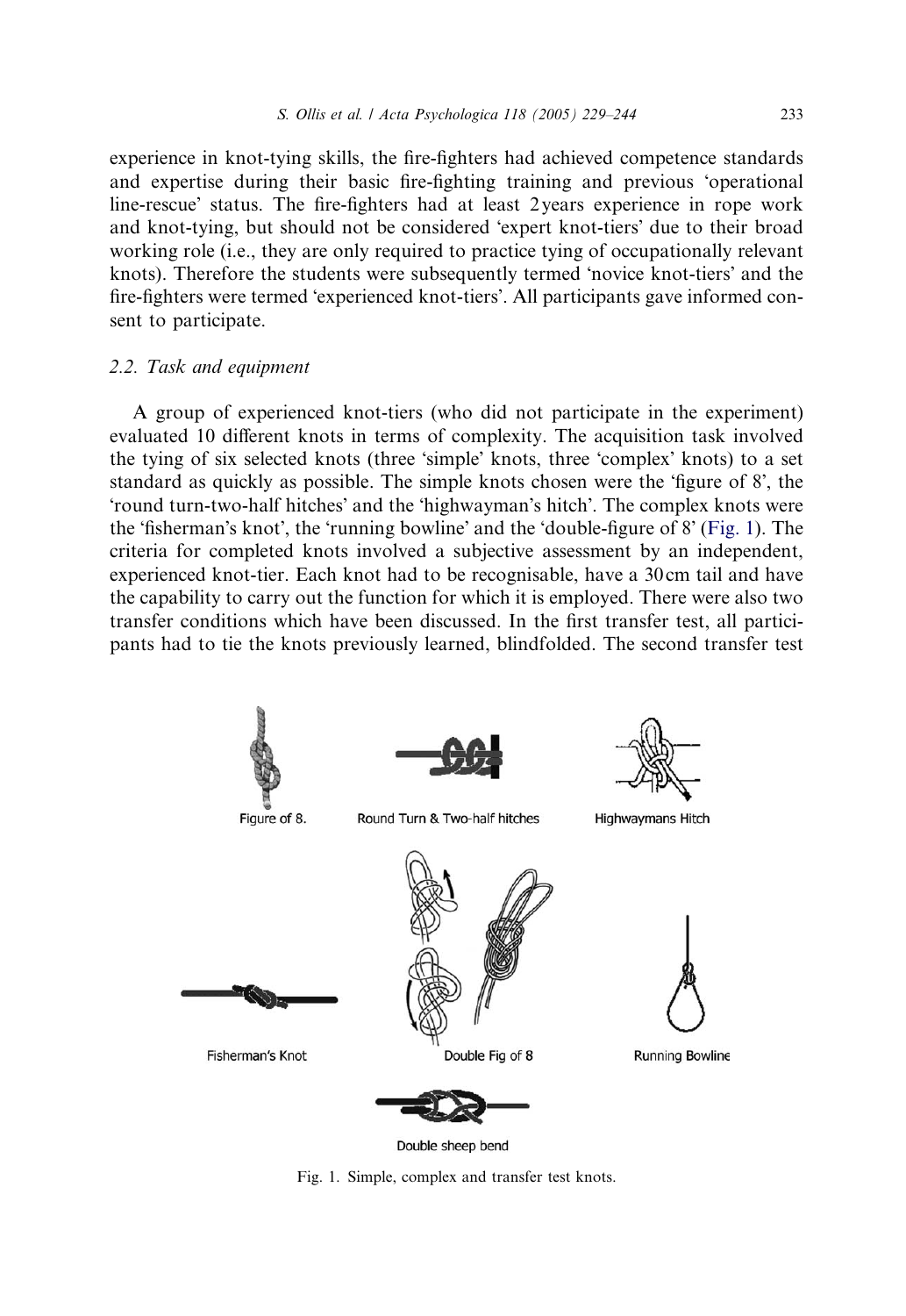experience in knot-tying skills, the fire-fighters had achieved competence standards and expertise during their basic fire-fighting training and previous 'operational line-rescue' status. The fire-fighters had at least 2 years experience in rope work and knot-tying, but should not be considered 'expert knot-tiers' due to their broad working role (i.e., they are only required to practice tying of occupationally relevant knots). Therefore the students were subsequently termed 'novice knot-tiers' and the fire-fighters were termed 'experienced knot-tiers'. All participants gave informed consent to participate.

### 2.2. Task and equipment

A group of experienced knot-tiers (who did not participate in the experiment) evaluated 10 different knots in terms of complexity. The acquisition task involved the tying of six selected knots (three 'simple' knots, three 'complex' knots) to a set standard as quickly as possible. The simple knots chosen were the 'figure of 8', the 'round turn-two-half hitches' and the 'highwayman's hitch'. The complex knots were the 'fisherman's knot', the 'running bowline' and the 'double-figure of 8' (Fig. 1). The criteria for completed knots involved a subjective assessment by an independent, experienced knot-tier. Each knot had to be recognisable, have a 30 cm tail and have the capability to carry out the function for which it is employed. There were also two transfer conditions which have been discussed. In the first transfer test, all participants had to tie the knots previously learned, blindfolded. The second transfer test

Figure of 8. Round Turn & Two-half hitches Highwaymans Hitch

Fisherman's Knot Double Fig of 8 Running Bowline

Double sheep bend

Fig. 1. Simple, complex and transfer test knots.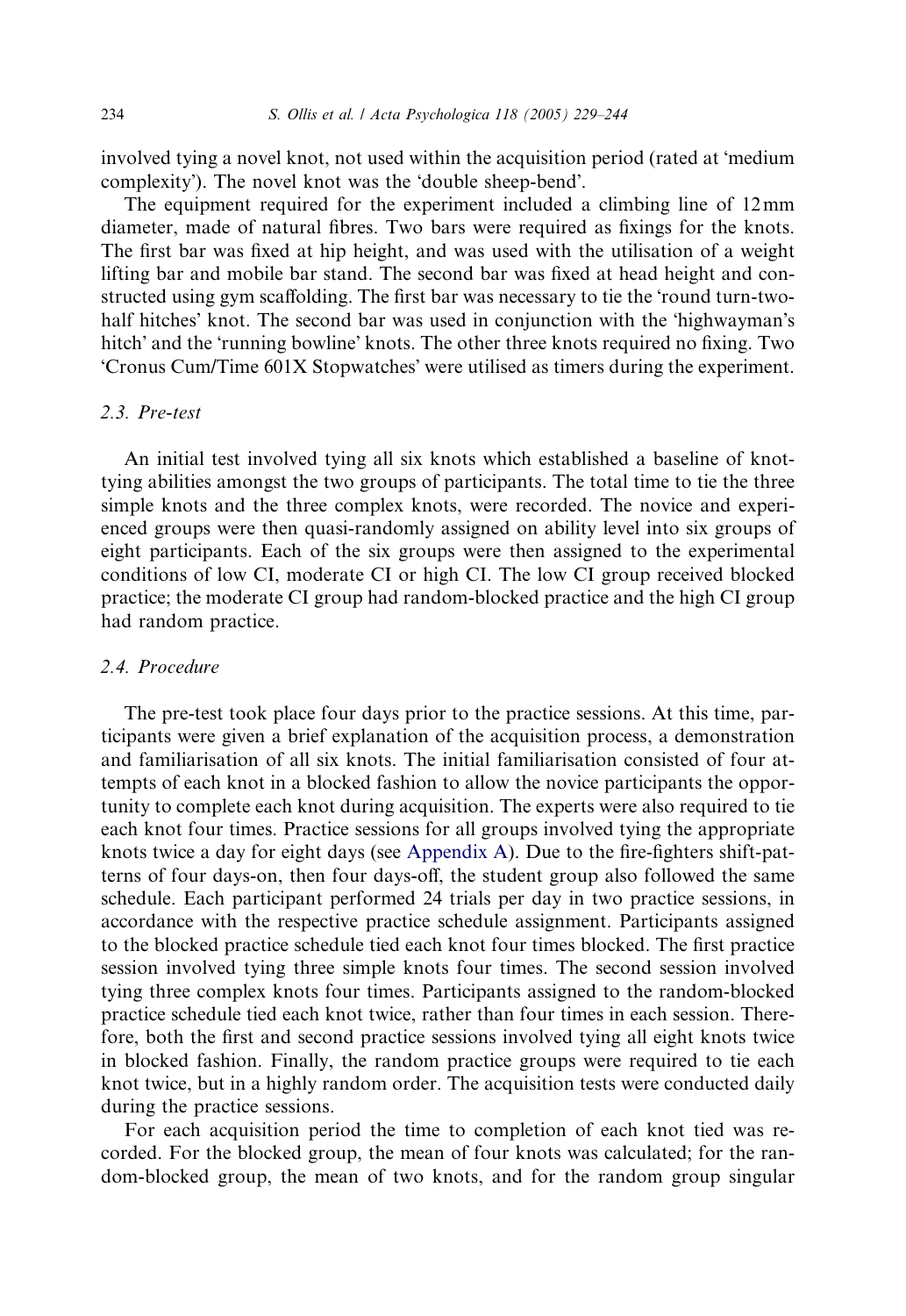involved tying a novel knot, not used within the acquisition period (rated at 'medium complexity'). The novel knot was the 'double sheep-bend'.

The equipment required for the experiment included a climbing line of 12 mm diameter, made of natural fibres. Two bars were required as fixings for the knots. The first bar was fixed at hip height, and was used with the utilisation of a weight lifting bar and mobile bar stand. The second bar was fixed at head height and constructed using gym scaffolding. The first bar was necessary to tie the 'round turn-two-half hitches' knot. The second bar was used in conjunction with the 'highwayman's hitch' and the 'running bowline' knots. The other three knots required no fixing. Two 'Cronus Cum/Time 601X Stopwatches' were utilised as timers during the experiment.

### 2.3. Pre-test

An initial test involved tying all six knots which established a baseline of knot-tying abilities amongst the two groups of participants. The total time to tie the three simple knots and the three complex knots, were recorded. The novice and experienced groups were then quasi-randomly assigned on ability level into six groups of eight participants. Each of the six groups were then assigned to the experimental conditions of low CI, moderate CI or high CI. The low CI group received blocked practice; the moderate CI group had random-blocked practice and the high CI group had random practice.

### 2.4. Procedure

The pre-test took place four days prior to the practice sessions. At this time, participants were given a brief explanation of the acquisition process, a demonstration and familiarisation of all six knots. The initial familiarisation consisted of four attempts of each knot in a blocked fashion to allow the novice participants the opportunity to complete each knot during acquisition. The experts were also required to tie each knot four times. Practice sessions for all groups involved tying the appropriate knots twice a day for eight days (see Appendix A). Due to the fire-fighters shift-patterns of four days-on, then four days-off, the student group also followed the same schedule. Each participant performed 24 trials per day in two practice sessions, in accordance with the respective practice schedule assignment. Participants assigned to the blocked practice schedule tied each knot four times blocked. The first practice session involved tying three simple knots four times. The second session involved tying three complex knots four times. Participants assigned to the random-blocked practice schedule tied each knot twice, rather than four times in each session. Therefore, both the first and second practice sessions involved tying all eight knots twice in blocked fashion. Finally, the random practice groups were required to tie each knot twice, but in a highly random order. The acquisition tests were conducted daily during the practice sessions.

For each acquisition period the time to completion of each knot tied was recorded. For the blocked group, the mean of four knots was calculated; for the random-blocked group, the mean of two knots, and for the random group singular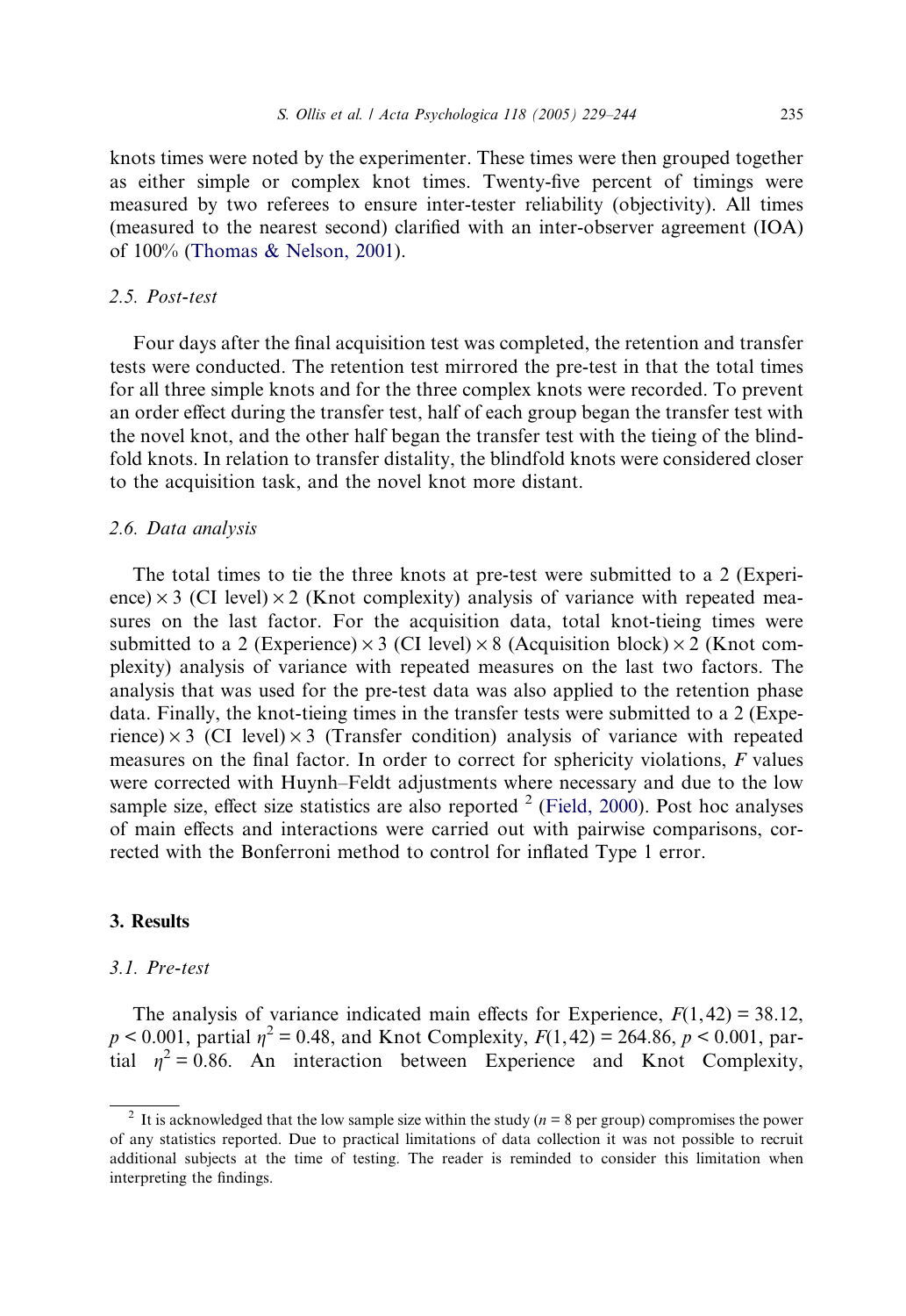knots times were noted by the experimenter. These times were then grouped together as either simple or complex knot times. Twenty-five percent of timings were measured by two referees to ensure inter-tester reliability (objectivity). All times (measured to the nearest second) clarified with an inter-observer agreement (IOA) of 100% (Thomas & Nelson, 2001).

### 2.5. Post-test

Four days after the final acquisition test was completed, the retention and transfer tests were conducted. The retention test mirrored the pre-test in that the total times for all three simple knots and for the three complex knots were recorded. To prevent an order effect during the transfer test, half of each group began the transfer test with the novel knot, and the other half began the transfer test with the tieing of the blindfold knots. In relation to transfer distality, the blindfold knots were considered closer to the acquisition task, and the novel knot more distant.

### 2.6. Data analysis

The total times to tie the three knots at pre-test were submitted to a 2 (Experience) $\times$ 3 (CI level) $\times$ 2 (Knot complexity) analysis of variance with repeated measures on the last factor. For the acquisition data, total knot-tieing times were submitted to a 2 (Experience) $\times$ 3 (CI level) $\times$ 8 (Acquisition block) $\times$ 2 (Knot complexity) analysis of variance with repeated measures on the last two factors. The analysis that was used for the pre-test data was also applied to the retention phase data. Finally, the knot-tieing times in the transfer tests were submitted to a 2 (Experience) $\times$ 3 (CI level) $\times$ 3 (Transfer condition) analysis of variance with repeated measures on the final factor. In order to correct for sphericity violations, $F$ values were corrected with Huynh–Feldt adjustments where necessary and due to the low sample size, effect size statistics are also reported [2] (Field, 2000). Post hoc analyses of main effects and interactions were carried out with pairwise comparisons, corrected with the Bonferroni method to control for inflated Type 1 error.

## 3. Results

### 3.1. Pre-test

The analysis of variance indicated main effects for Experience, $F(1,42) = 38.12$, $p < 0.001$, partial $\eta^2 = 0.48$, and Knot Complexity, $F(1,42) = 264.86$, $p < 0.001$, partial $\eta^2 = 0.86$. An interaction between Experience and Knot Complexity,

[2] It is acknowledged that the low sample size within the study ($n = 8$ per group) compromises the power of any statistics reported. Due to practical limitations of data collection it was not possible to recruit additional subjects at the time of testing. The reader is reminded to consider this limitation when interpreting the findings.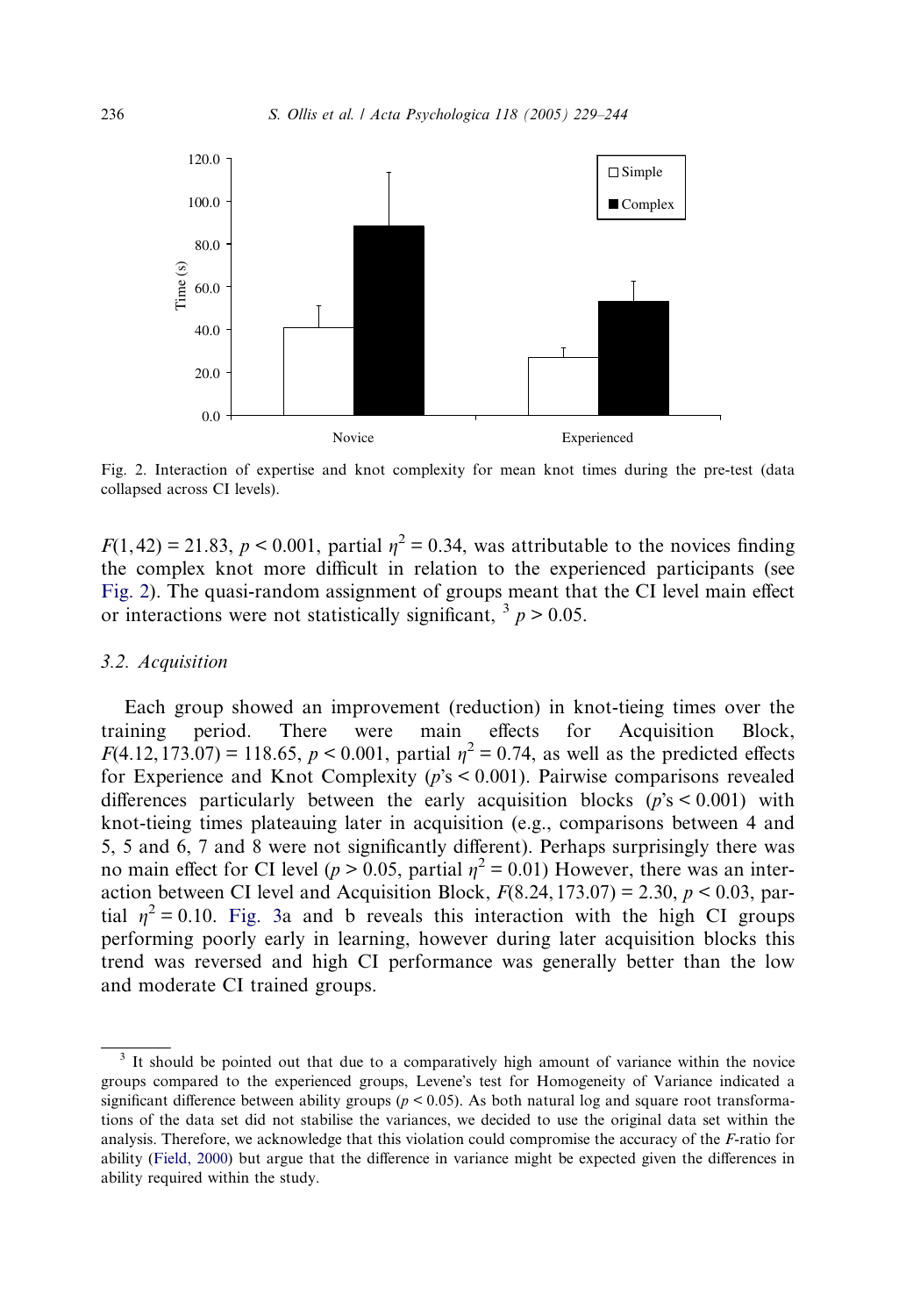Fig. 2. Interaction of expertise and knot complexity for mean knot times during the pre-test (data collapsed across CI levels).

$F(1, 42) = 21.83$, $p < 0.001$, partial $\eta^2 = 0.34$, was attributable to the novices finding the complex knot more difficult in relation to the experienced participants (see Fig. 2). The quasi-random assignment of groups meant that the CI level main effect or interactions were not statistically significant, [3] $p > 0.05$.

### 3.2. Acquisition

Each group showed an improvement (reduction) in knot-tieing times over the training period. There were main effects for Acquisition Block, $F(4.12, 173.07) = 118.65$, $p < 0.001$, partial $\eta^2 = 0.74$, as well as the predicted effects for Experience and Knot Complexity ($p$'s < 0.001). Pairwise comparisons revealed differences particularly between the early acquisition blocks ($p$'s < 0.001) with knot-tieing times plateauing later in acquisition (e.g., comparisons between 4 and 5, 5 and 6, 7 and 8 were not significantly different). Perhaps surprisingly there was no main effect for CI level ($p > 0.05$, partial $\eta^2 = 0.01$) However, there was an interaction between CI level and Acquisition Block, $F(8.24, 173.07) = 2.30$, $p < 0.03$, partial $\eta^2 = 0.10$. Fig. 3a and b reveals this interaction with the high CI groups performing poorly early in learning, however during later acquisition blocks this trend was reversed and high CI performance was generally better than the low and moderate CI trained groups.

---

[3] It should be pointed out that due to a comparatively high amount of variance within the novice groups compared to the experienced groups, Levene's test for Homogeneity of Variance indicated a significant difference between ability groups ($p < 0.05$). As both natural log and square root transformations of the data set did not stabilise the variances, we decided to use the original data set within the analysis. Therefore, we acknowledge that this violation could compromise the accuracy of the $F$-ratio for ability (Field, 2000) but argue that the difference in variance might be expected given the differences in ability required within the study.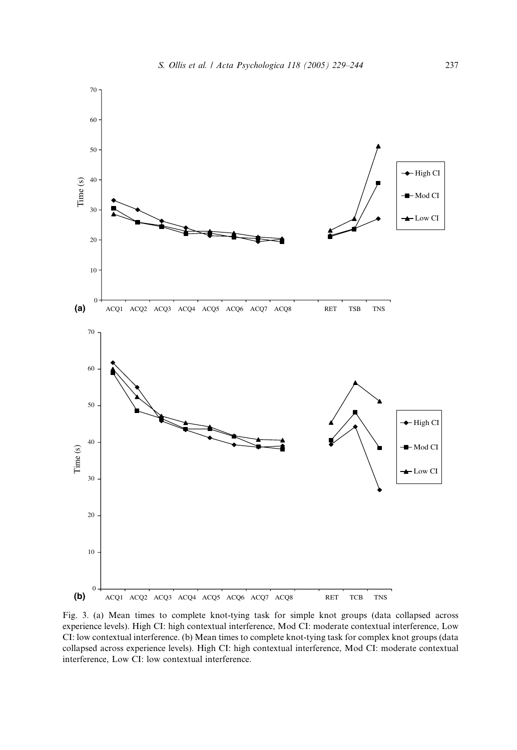Fig. 3. (a) Mean times to complete knot-tying task for simple knot groups (data collapsed across experience levels). High CI: high contextual interference, Mod CI: moderate contextual interference, Low CI: low contextual interference. (b) Mean times to complete knot-tying task for complex knot groups (data collapsed across experience levels). High CI: high contextual interference, Mod CI: moderate contextual interference, Low CI: low contextual interference.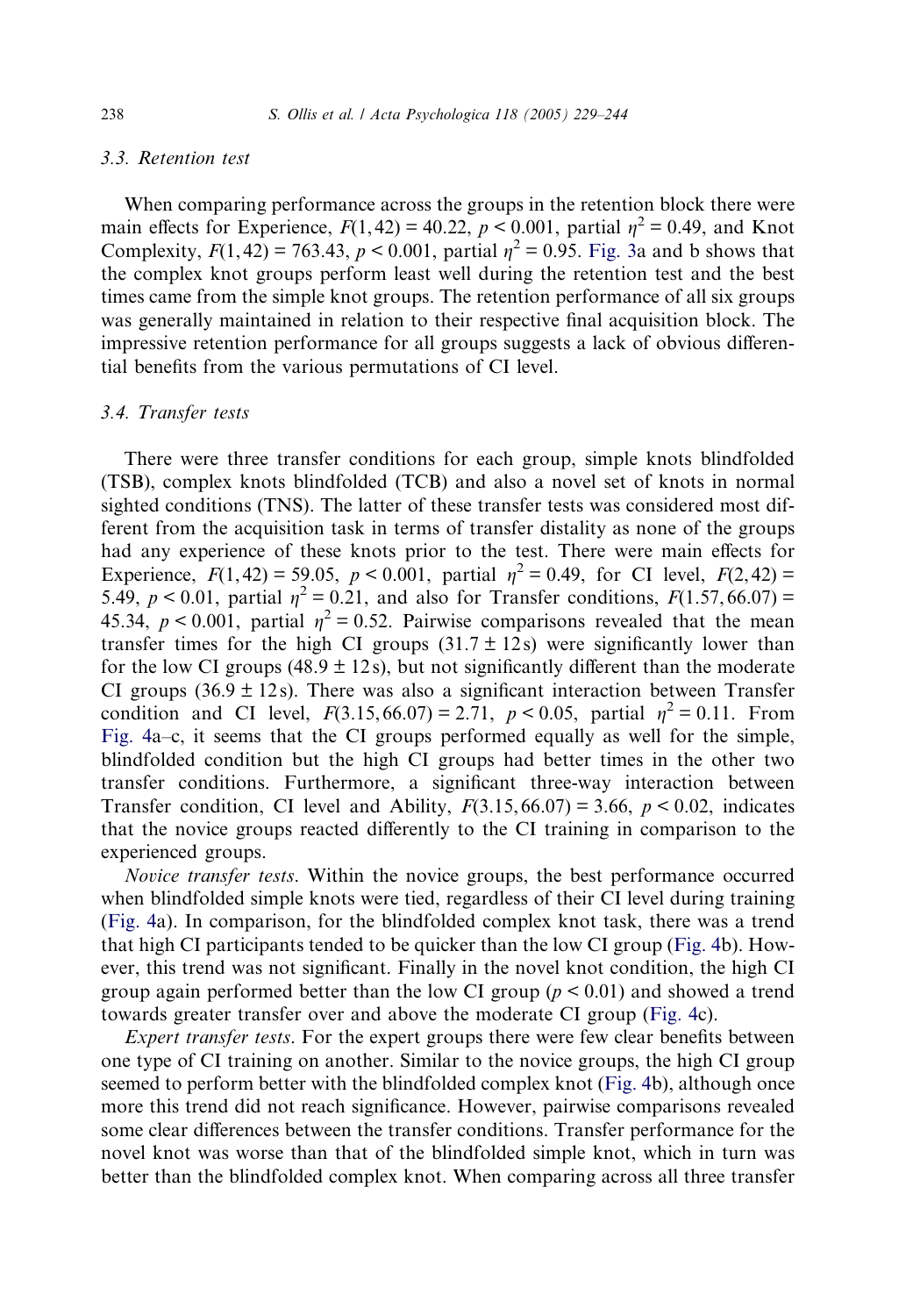### 3.3. Retention test

When comparing performance across the groups in the retention block there were main effects for Experience, $F(1,42) = 40.22$, $p < 0.001$, partial $\eta^2 = 0.49$, and Knot Complexity, $F(1,42) = 763.43$, $p < 0.001$, partial $\eta^2 = 0.95$. Fig. 3a and b shows that the complex knot groups perform least well during the retention test and the best times came from the simple knot groups. The retention performance of all six groups was generally maintained in relation to their respective final acquisition block. The impressive retention performance for all groups suggests a lack of obvious differential benefits from the various permutations of CI level.

### 3.4. Transfer tests

There were three transfer conditions for each group, simple knots blindfolded (TSB), complex knots blindfolded (TCB) and also a novel set of knots in normal sighted conditions (TNS). The latter of these transfer tests was considered most different from the acquisition task in terms of transfer distality as none of the groups had any experience of these knots prior to the test. There were main effects for Experience, $F(1,42) = 59.05$, $p < 0.001$, partial $\eta^2 = 0.49$, for CI level, $F(2,42) = 5.49$, $p < 0.01$, partial $\eta^2 = 0.21$, and also for Transfer conditions, $F(1.57, 66.07) = 45.34$, $p < 0.001$, partial $\eta^2 = 0.52$. Pairwise comparisons revealed that the mean transfer times for the high CI groups ($31.7 \pm 12$ s) were significantly lower than for the low CI groups ($48.9 \pm 12$ s), but not significantly different than the moderate CI groups ($36.9 \pm 12$ s). There was also a significant interaction between Transfer condition and CI level, $F(3.15, 66.07) = 2.71$, $p < 0.05$, partial $\eta^2 = 0.11$. From Fig. 4a–c, it seems that the CI groups performed equally as well for the simple, blindfolded condition but the high CI groups had better times in the other two transfer conditions. Furthermore, a significant three-way interaction between Transfer condition, CI level and Ability, $F(3.15, 66.07) = 3.66$, $p < 0.02$, indicates that the novice groups reacted differently to the CI training in comparison to the experienced groups.

*Novice transfer tests*. Within the novice groups, the best performance occurred when blindfolded simple knots were tied, regardless of their CI level during training (Fig. 4a). In comparison, for the blindfolded complex knot task, there was a trend that high CI participants tended to be quicker than the low CI group (Fig. 4b). However, this trend was not significant. Finally in the novel knot condition, the high CI group again performed better than the low CI group ($p < 0.01$) and showed a trend towards greater transfer over and above the moderate CI group (Fig. 4c).

*Expert transfer tests*. For the expert groups there were few clear benefits between one type of CI training on another. Similar to the novice groups, the high CI group seemed to perform better with the blindfolded complex knot (Fig. 4b), although once more this trend did not reach significance. However, pairwise comparisons revealed some clear differences between the transfer conditions. Transfer performance for the novel knot was worse than that of the blindfolded simple knot, which in turn was better than the blindfolded complex knot. When comparing across all three transfer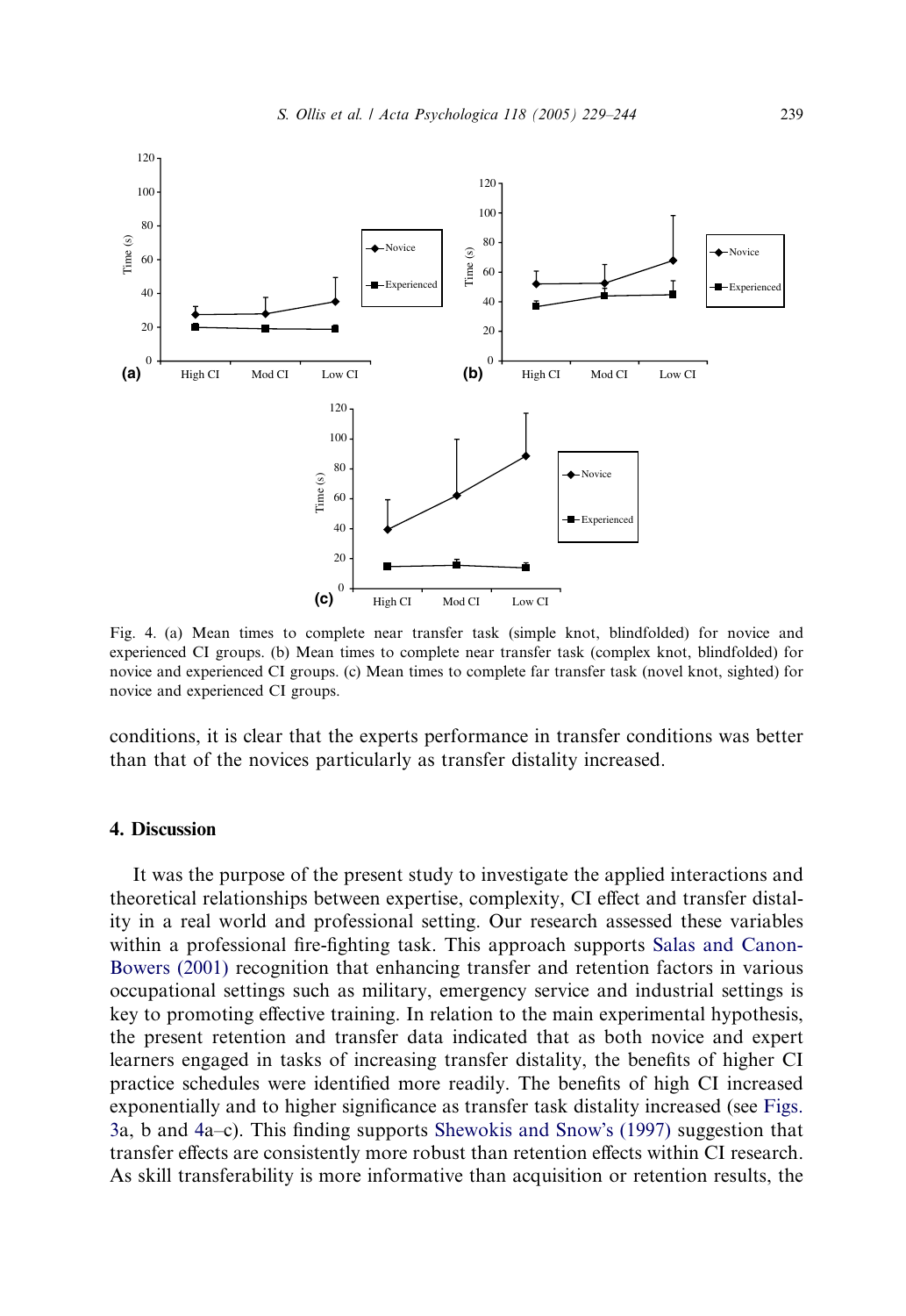Fig. 4. (a) Mean times to complete near transfer task (simple knot, blindfolded) for novice and experienced CI groups. (b) Mean times to complete near transfer task (complex knot, blindfolded) for novice and experienced CI groups. (c) Mean times to complete far transfer task (novel knot, sighted) for novice and experienced CI groups.

conditions, it is clear that the experts performance in transfer conditions was better than that of the novices particularly as transfer distality increased.

## 4. Discussion

It was the purpose of the present study to investigate the applied interactions and theoretical relationships between expertise, complexity, CI effect and transfer distality in a real world and professional setting. Our research assessed these variables within a professional fire-fighting task. This approach supports Salas and Canon-Bowers (2001) recognition that enhancing transfer and retention factors in various occupational settings such as military, emergency service and industrial settings is key to promoting effective training. In relation to the main experimental hypothesis, the present retention and transfer data indicated that as both novice and expert learners engaged in tasks of increasing transfer distality, the benefits of higher CI practice schedules were identified more readily. The benefits of high CI increased exponentially and to higher significance as transfer task distality increased (see Figs. 3a, b and 4a–c). This finding supports Shewokis and Snow's (1997) suggestion that transfer effects are consistently more robust than retention effects within CI research. As skill transferability is more informative than acquisition or retention results, the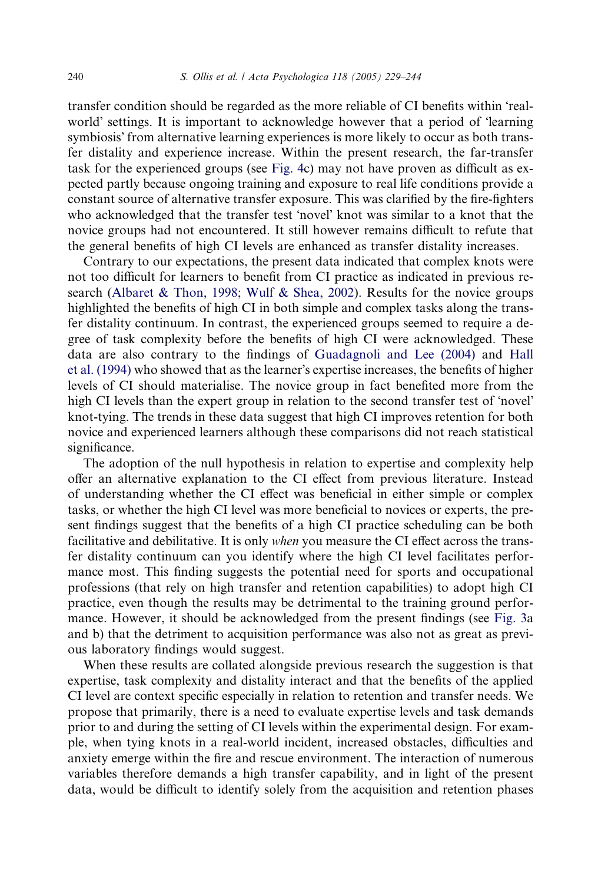transfer condition should be regarded as the more reliable of CI benefits within 'real-world' settings. It is important to acknowledge however that a period of 'learning symbiosis' from alternative learning experiences is more likely to occur as both transfer distality and experience increase. Within the present research, the far-transfer task for the experienced groups (see Fig. 4c) may not have proven as difficult as expected partly because ongoing training and exposure to real life conditions provide a constant source of alternative transfer exposure. This was clarified by the fire-fighters who acknowledged that the transfer test 'novel' knot was similar to a knot that the novice groups had not encountered. It still however remains difficult to refute that the general benefits of high CI levels are enhanced as transfer distality increases.

Contrary to our expectations, the present data indicated that complex knots were not too difficult for learners to benefit from CI practice as indicated in previous research (Albaret & Thon, 1998; Wulf & Shea, 2002). Results for the novice groups highlighted the benefits of high CI in both simple and complex tasks along the transfer distality continuum. In contrast, the experienced groups seemed to require a degree of task complexity before the benefits of high CI were acknowledged. These data are also contrary to the findings of Guadagnoli and Lee (2004) and Hall et al. (1994) who showed that as the learner's expertise increases, the benefits of higher levels of CI should materialise. The novice group in fact benefited more from the high CI levels than the expert group in relation to the second transfer test of 'novel' knot-tying. The trends in these data suggest that high CI improves retention for both novice and experienced learners although these comparisons did not reach statistical significance.

The adoption of the null hypothesis in relation to expertise and complexity help offer an alternative explanation to the CI effect from previous literature. Instead of understanding whether the CI effect was beneficial in either simple or complex tasks, or whether the high CI level was more beneficial to novices or experts, the present findings suggest that the benefits of a high CI practice scheduling can be both facilitative and debilitative. It is only *when* you measure the CI effect across the transfer distality continuum can you identify where the high CI level facilitates performance most. This finding suggests the potential need for sports and occupational professions (that rely on high transfer and retention capabilities) to adopt high CI practice, even though the results may be detrimental to the training ground performance. However, it should be acknowledged from the present findings (see Fig. 3a and b) that the detriment to acquisition performance was also not as great as previous laboratory findings would suggest.

When these results are collated alongside previous research the suggestion is that expertise, task complexity and distality interact and that the benefits of the applied CI level are context specific especially in relation to retention and transfer needs. We propose that primarily, there is a need to evaluate expertise levels and task demands prior to and during the setting of CI levels within the experimental design. For example, when tying knots in a real-world incident, increased obstacles, difficulties and anxiety emerge within the fire and rescue environment. The interaction of numerous variables therefore demands a high transfer capability, and in light of the present data, would be difficult to identify solely from the acquisition and retention phases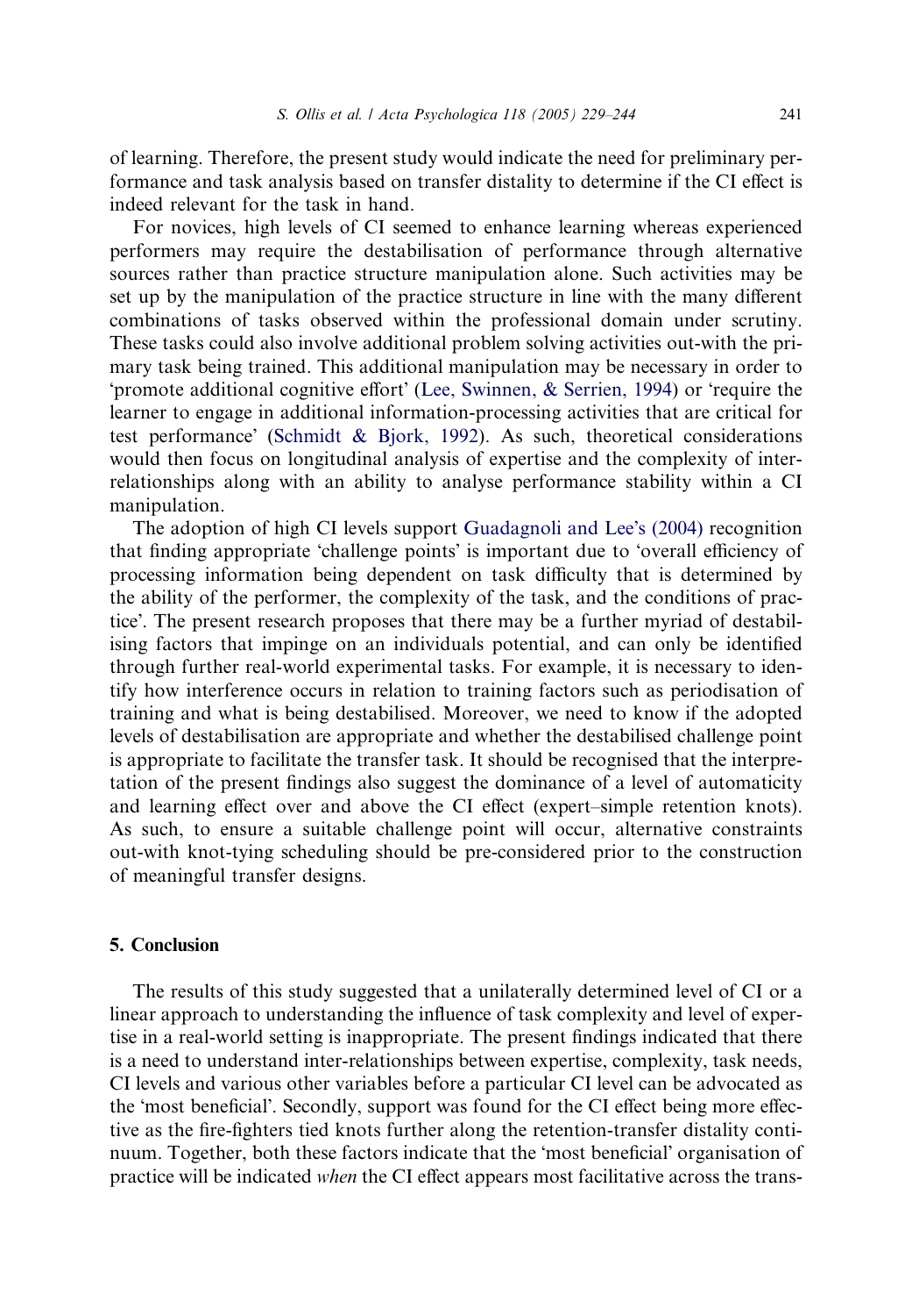of learning. Therefore, the present study would indicate the need for preliminary performance and task analysis based on transfer distality to determine if the CI effect is indeed relevant for the task in hand.

For novices, high levels of CI seemed to enhance learning whereas experienced performers may require the destabilisation of performance through alternative sources rather than practice structure manipulation alone. Such activities may be set up by the manipulation of the practice structure in line with the many different combinations of tasks observed within the professional domain under scrutiny. These tasks could also involve additional problem solving activities out-with the primary task being trained. This additional manipulation may be necessary in order to 'promote additional cognitive effort' (Lee, Swinnen, & Serrien, 1994) or 'require the learner to engage in additional information-processing activities that are critical for test performance' (Schmidt & Bjork, 1992). As such, theoretical considerations would then focus on longitudinal analysis of expertise and the complexity of inter-relationships along with an ability to analyse performance stability within a CI manipulation.

The adoption of high CI levels support Guadagnoli and Lee's (2004) recognition that finding appropriate 'challenge points' is important due to 'overall efficiency of processing information being dependent on task difficulty that is determined by the ability of the performer, the complexity of the task, and the conditions of practice'. The present research proposes that there may be a further myriad of destabilising factors that impinge on an individuals potential, and can only be identified through further real-world experimental tasks. For example, it is necessary to identify how interference occurs in relation to training factors such as periodisation of training and what is being destabilised. Moreover, we need to know if the adopted levels of destabilisation are appropriate and whether the destabilised challenge point is appropriate to facilitate the transfer task. It should be recognised that the interpretation of the present findings also suggest the dominance of a level of automaticity and learning effect over and above the CI effect (expert–simple retention knots). As such, to ensure a suitable challenge point will occur, alternative constraints out-with knot-tying scheduling should be pre-considered prior to the construction of meaningful transfer designs.

## 5. Conclusion

The results of this study suggested that a unilaterally determined level of CI or a linear approach to understanding the influence of task complexity and level of expertise in a real-world setting is inappropriate. The present findings indicated that there is a need to understand inter-relationships between expertise, complexity, task needs, CI levels and various other variables before a particular CI level can be advocated as the 'most beneficial'. Secondly, support was found for the CI effect being more effective as the fire-fighters tied knots further along the retention-transfer distality continuum. Together, both these factors indicate that the 'most beneficial' organisation of practice will be indicated *when* the CI effect appears most facilitative across the trans-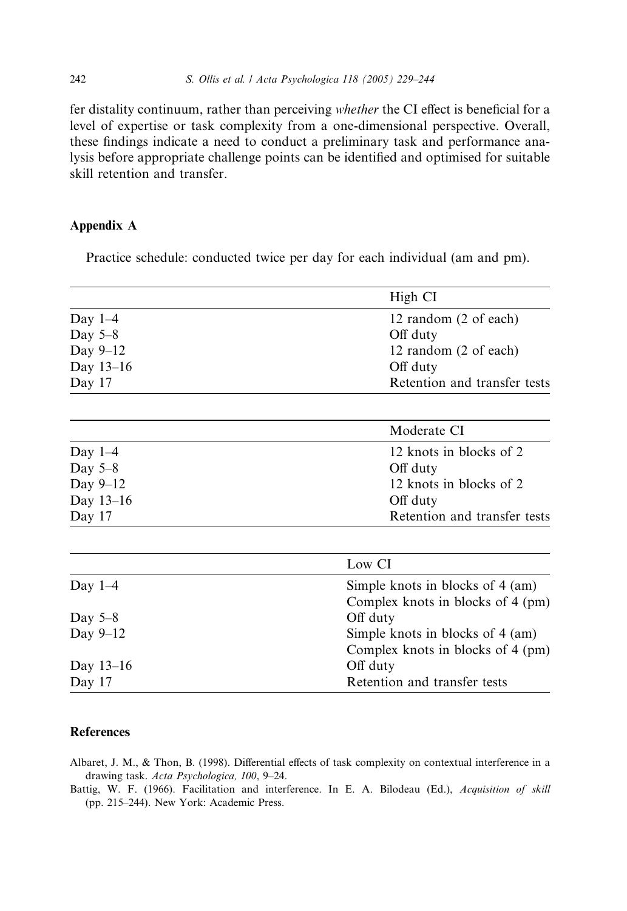fer distality continuum, rather than perceiving *whether* the CI effect is beneficial for a level of expertise or task complexity from a one-dimensional perspective. Overall, these findings indicate a need to conduct a preliminary task and performance analysis before appropriate challenge points can be identified and optimised for suitable skill retention and transfer.

## Appendix A

Practice schedule: conducted twice per day for each individual (am and pm).

| | High CI |
|---|---|
| Day 1–4 | 12 random (2 of each) |
| Day 5–8 | Off duty |
| Day 9–12 | 12 random (2 of each) |
| Day 13–16 | Off duty |
| Day 17 | Retention and transfer tests |

| | Moderate CI |
|---|---|
| Day 1–4 | 12 knots in blocks of 2 |
| Day 5–8 | Off duty |
| Day 9–12 | 12 knots in blocks of 2 |
| Day 13–16 | Off duty |
| Day 17 | Retention and transfer tests |

| | Low CI |
|---|---|
| Day 1–4 | Simple knots in blocks of 4 (am)<br>Complex knots in blocks of 4 (pm) |
| Day 5–8 | Off duty |
| Day 9–12 | Simple knots in blocks of 4 (am)<br>Complex knots in blocks of 4 (pm) |
| Day 13–16 | Off duty |
| Day 17 | Retention and transfer tests |

## References

Albaret, J. M., & Thon, B. (1998). Differential effects of task complexity on contextual interference in a drawing task. *Acta Psychologica, 100*, 9–24.

Battig, W. F. (1966). Facilitation and interference. In E. A. Bilodeau (Ed.), *Acquisition of skill* (pp. 215–244). New York: Academic Press.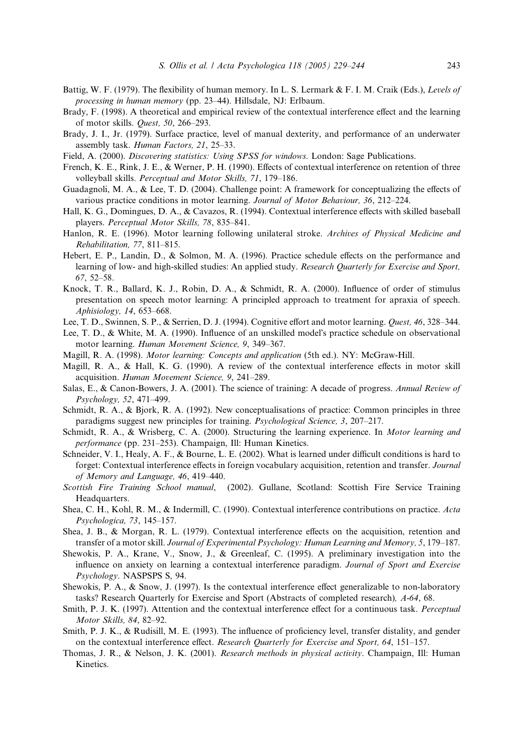Battig, W. F. (1979). The flexibility of human memory. In L. S. Lermark & F. I. M. Craik (Eds.), *Levels of processing in human memory* (pp. 23–44). Hillsdale, NJ: Erlbaum.

Brady, F. (1998). A theoretical and empirical review of the contextual interference effect and the learning of motor skills. *Quest, 50*, 266–293.

Brady, J. I., Jr. (1979). Surface practice, level of manual dexterity, and performance of an underwater assembly task. *Human Factors, 21*, 25–33.

Field, A. (2000). *Discovering statistics: Using SPSS for windows*. London: Sage Publications.

French, K. E., Rink, J. E., & Werner, P. H. (1990). Effects of contextual interference on retention of three volleyball skills. *Perceptual and Motor Skills, 71*, 179–186.

Guadagnoli, M. A., & Lee, T. D. (2004). Challenge point: A framework for conceptualizing the effects of various practice conditions in motor learning. *Journal of Motor Behaviour, 36*, 212–224.

Hall, K. G., Domingues, D. A., & Cavazos, R. (1994). Contextual interference effects with skilled baseball players. *Perceptual Motor Skills, 78*, 835–841.

Hanlon, R. E. (1996). Motor learning following unilateral stroke. *Archives of Physical Medicine and Rehabilitation, 77*, 811–815.

Hebert, E. P., Landin, D., & Solmon, M. A. (1996). Practice schedule effects on the performance and learning of low- and high-skilled studies: An applied study. *Research Quarterly for Exercise and Sport, 67*, 52–58.

Knock, T. R., Ballard, K. J., Robin, D. A., & Schmidt, R. A. (2000). Influence of order of stimulus presentation on speech motor learning: A principled approach to treatment for apraxia of speech. *Aphisiology, 14*, 653–668.

Lee, T. D., Swinnen, S. P., & Serrien, D. J. (1994). Cognitive effort and motor learning. *Quest, 46*, 328–344.

Lee, T. D., & White, M. A. (1990). Influence of an unskilled model's practice schedule on observational motor learning. *Human Movement Science, 9*, 349–367.

Magill, R. A. (1998). *Motor learning: Concepts and application* (5th ed.). NY: McGraw-Hill.

Magill, R. A., & Hall, K. G. (1990). A review of the contextual interference effects in motor skill acquisition. *Human Movement Science, 9*, 241–289.

Salas, E., & Canon-Bowers, J. A. (2001). The science of training: A decade of progress. *Annual Review of Psychology, 52*, 471–499.

Schmidt, R. A., & Bjork, R. A. (1992). New conceptualisations of practice: Common principles in three paradigms suggest new principles for training. *Psychological Science, 3*, 207–217.

Schmidt, R. A., & Wrisberg, C. A. (2000). Structuring the learning experience. In *Motor learning and performance* (pp. 231–253). Champaign, Ill: Human Kinetics.

Schneider, V. I., Healy, A. F., & Bourne, L. E. (2002). What is learned under difficult conditions is hard to forget: Contextual interference effects in foreign vocabulary acquisition, retention and transfer. *Journal of Memory and Language, 46*, 419–440.

*Scottish Fire Training School manual*, (2002). Gullane, Scotland: Scottish Fire Service Training Headquarters.

Shea, C. H., Kohl, R. M., & Indermill, C. (1990). Contextual interference contributions on practice. *Acta Psychologica, 73*, 145–157.

Shea, J. B., & Morgan, R. L. (1979). Contextual interference effects on the acquisition, retention and transfer of a motor skill. *Journal of Experimental Psychology: Human Learning and Memory, 5*, 179–187.

Shewokis, P. A., Krane, V., Snow, J., & Greenleaf, C. (1995). A preliminary investigation into the influence on anxiety on learning a contextual interference paradigm. *Journal of Sport and Exercise Psychology*. NASPSPS S, 94.

Shewokis, P. A., & Snow, J. (1997). Is the contextual interference effect generalizable to non-laboratory tasks? Research Quarterly for Exercise and Sport (Abstracts of completed research)*, A-64*, 68.

Smith, P. J. K. (1997). Attention and the contextual interference effect for a continuous task. *Perceptual Motor Skills, 84*, 82–92.

Smith, P. J. K., & Rudisill, M. E. (1993). The influence of proficiency level, transfer distality, and gender on the contextual interference effect. *Research Quarterly for Exercise and Sport, 64*, 151–157.

Thomas, J. R., & Nelson, J. K. (2001). *Research methods in physical activity*. Champaign, Ill: Human Kinetics.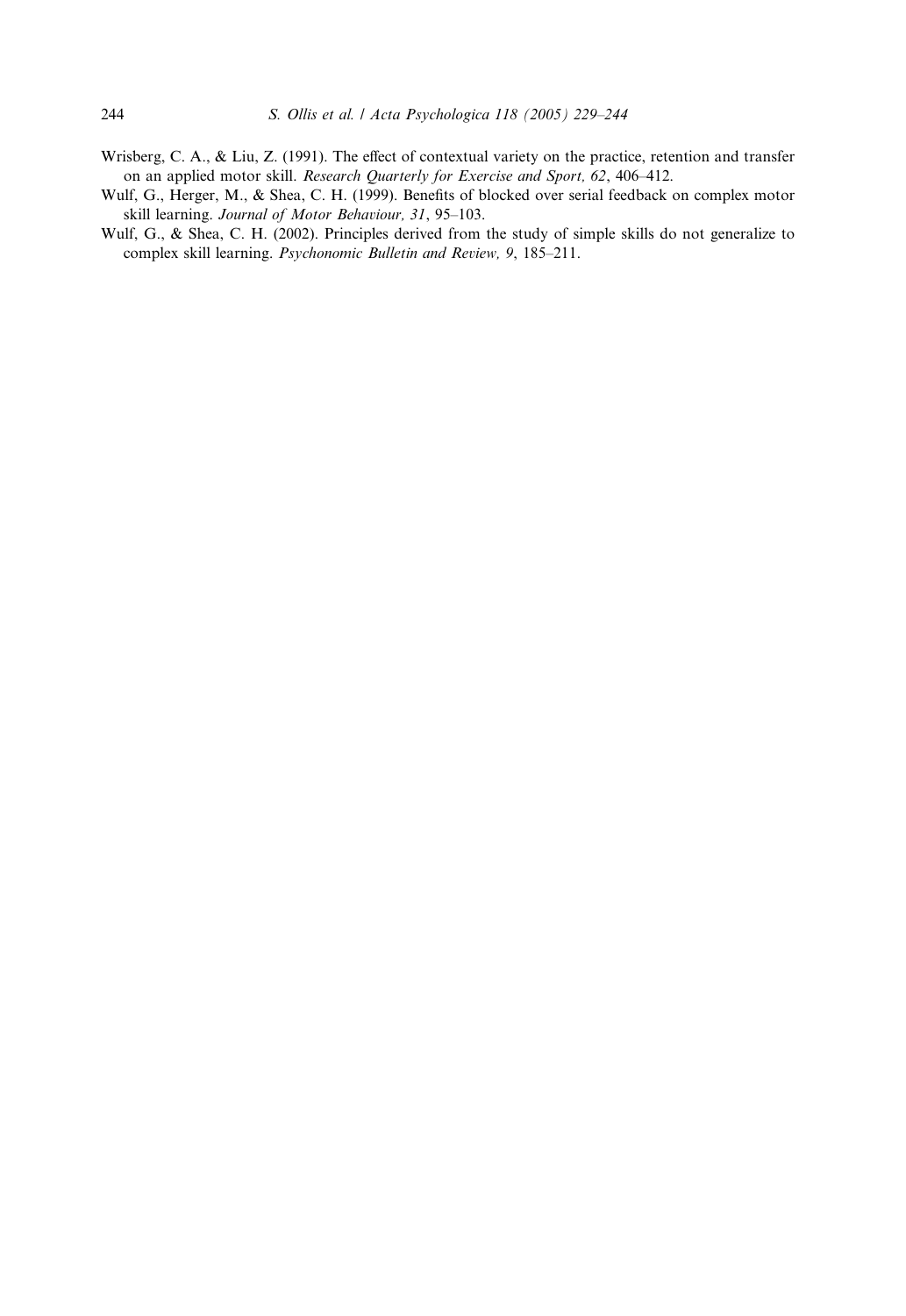Wrisberg, C. A., & Liu, Z. (1991). The effect of contextual variety on the practice, retention and transfer on an applied motor skill. *Research Quarterly for Exercise and Sport, 62*, 406–412.

Wulf, G., Herger, M., & Shea, C. H. (1999). Benefits of blocked over serial feedback on complex motor skill learning. *Journal of Motor Behaviour, 31*, 95–103.

Wulf, G., & Shea, C. H. (2002). Principles derived from the study of simple skills do not generalize to complex skill learning. *Psychonomic Bulletin and Review, 9*, 185–211.